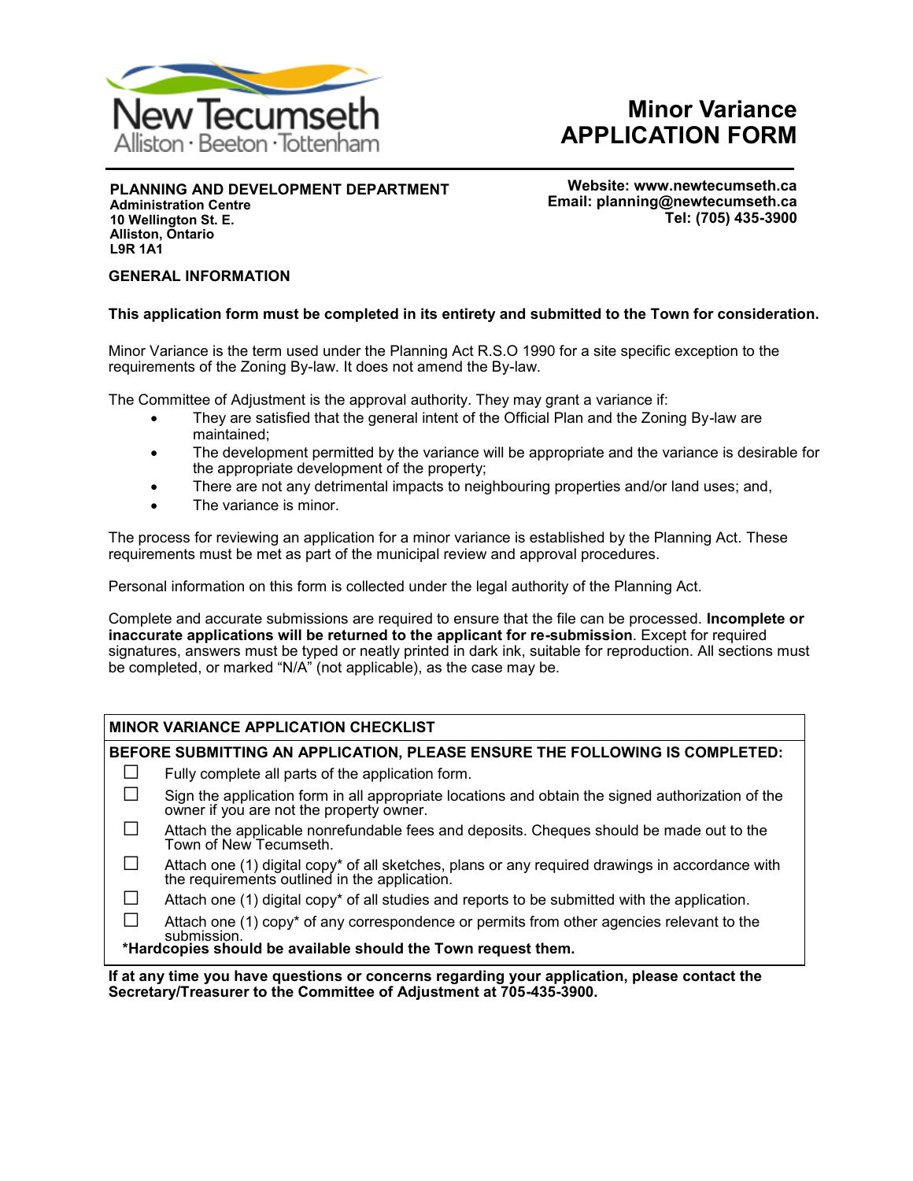New Tecumseth
Alliston · Beeton · Tottenham

# Minor Variance APPLICATION FORM

**PLANNING AND DEVELOPMENT DEPARTMENT**
**Administration Centre**
**10 Wellington St. E.**
**Alliston, Ontario**
**L9R 1A1**

**Website: www.newtecumseth.ca**
**Email: planning@newtecumseth.ca**
**Tel: (705) 435-3900**

## GENERAL INFORMATION

**This application form must be completed in its entirety and submitted to the Town for consideration.**

Minor Variance is the term used under the Planning Act R.S.O 1990 for a site specific exception to the requirements of the Zoning By-law. It does not amend the By-law.

The Committee of Adjustment is the approval authority. They may grant a variance if:

- They are satisfied that the general intent of the Official Plan and the Zoning By-law are maintained;
- The development permitted by the variance will be appropriate and the variance is desirable for the appropriate development of the property;
- There are not any detrimental impacts to neighbouring properties and/or land uses; and,
- The variance is minor.

The process for reviewing an application for a minor variance is established by the Planning Act. These requirements must be met as part of the municipal review and approval procedures.

Personal information on this form is collected under the legal authority of the Planning Act.

Complete and accurate submissions are required to ensure that the file can be processed. **Incomplete or inaccurate applications will be returned to the applicant for re-submission**. Except for required signatures, answers must be typed or neatly printed in dark ink, suitable for reproduction. All sections must be completed, or marked "N/A" (not applicable), as the case may be.

## MINOR VARIANCE APPLICATION CHECKLIST

**BEFORE SUBMITTING AN APPLICATION, PLEASE ENSURE THE FOLLOWING IS COMPLETED:**

- ☐ Fully complete all parts of the application form.
- ☐ Sign the application form in all appropriate locations and obtain the signed authorization of the owner if you are not the property owner.
- ☐ Attach the applicable nonrefundable fees and deposits. Cheques should be made out to the Town of New Tecumseth.
- ☐ Attach one (1) digital copy* of all sketches, plans or any required drawings in accordance with the requirements outlined in the application.
- ☐ Attach one (1) digital copy* of all studies and reports to be submitted with the application.
- ☐ Attach one (1) copy* of any correspondence or permits from other agencies relevant to the submission.

**\*Hardcopies should be available should the Town request them.**

**If at any time you have questions or concerns regarding your application, please contact the Secretary/Treasurer to the Committee of Adjustment at 705-435-3900.**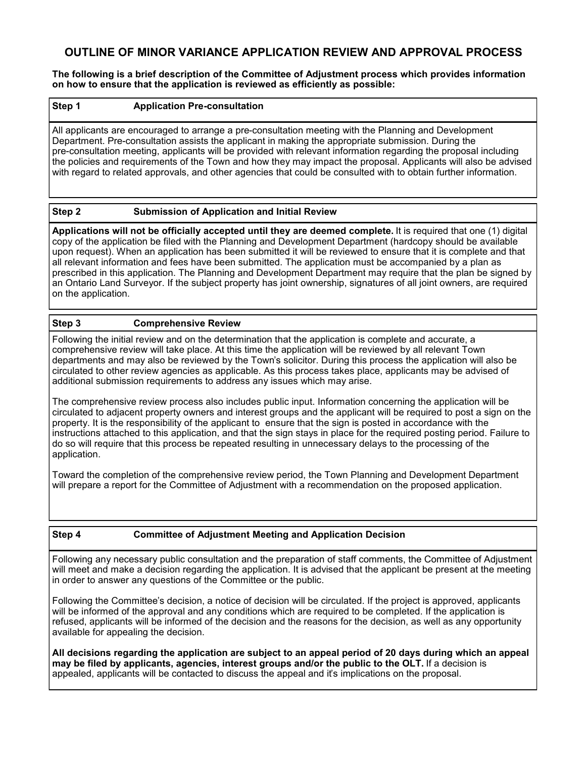# OUTLINE OF MINOR VARIANCE APPLICATION REVIEW AND APPROVAL PROCESS

**The following is a brief description of the Committee of Adjustment process which provides information on how to ensure that the application is reviewed as efficiently as possible:**

## Step 1 Application Pre-consultation

All applicants are encouraged to arrange a pre-consultation meeting with the Planning and Development Department. Pre-consultation assists the applicant in making the appropriate submission. During the pre-consultation meeting, applicants will be provided with relevant information regarding the proposal including the policies and requirements of the Town and how they may impact the proposal. Applicants will also be advised with regard to related approvals, and other agencies that could be consulted with to obtain further information.

## Step 2 Submission of Application and Initial Review

**Applications will not be officially accepted until they are deemed complete.** It is required that one (1) digital copy of the application be filed with the Planning and Development Department (hardcopy should be available upon request). When an application has been submitted it will be reviewed to ensure that it is complete and that all relevant information and fees have been submitted. The application must be accompanied by a plan as prescribed in this application. The Planning and Development Department may require that the plan be signed by an Ontario Land Surveyor. If the subject property has joint ownership, signatures of all joint owners, are required on the application.

## Step 3 Comprehensive Review

Following the initial review and on the determination that the application is complete and accurate, a comprehensive review will take place. At this time the application will be reviewed by all relevant Town departments and may also be reviewed by the Town's solicitor. During this process the application will also be circulated to other review agencies as applicable. As this process takes place, applicants may be advised of additional submission requirements to address any issues which may arise.

The comprehensive review process also includes public input. Information concerning the application will be circulated to adjacent property owners and interest groups and the applicant will be required to post a sign on the property. It is the responsibility of the applicant to ensure that the sign is posted in accordance with the instructions attached to this application, and that the sign stays in place for the required posting period. Failure to do so will require that this process be repeated resulting in unnecessary delays to the processing of the application.

Toward the completion of the comprehensive review period, the Town Planning and Development Department will prepare a report for the Committee of Adjustment with a recommendation on the proposed application.

## Step 4 Committee of Adjustment Meeting and Application Decision

Following any necessary public consultation and the preparation of staff comments, the Committee of Adjustment will meet and make a decision regarding the application. It is advised that the applicant be present at the meeting in order to answer any questions of the Committee or the public.

Following the Committee's decision, a notice of decision will be circulated. If the project is approved, applicants will be informed of the approval and any conditions which are required to be completed. If the application is refused, applicants will be informed of the decision and the reasons for the decision, as well as any opportunity available for appealing the decision.

**All decisions regarding the application are subject to an appeal period of 20 days during which an appeal may be filed by applicants, agencies, interest groups and/or the public to the OLT.** If a decision is appealed, applicants will be contacted to discuss the appeal and it's implications on the proposal.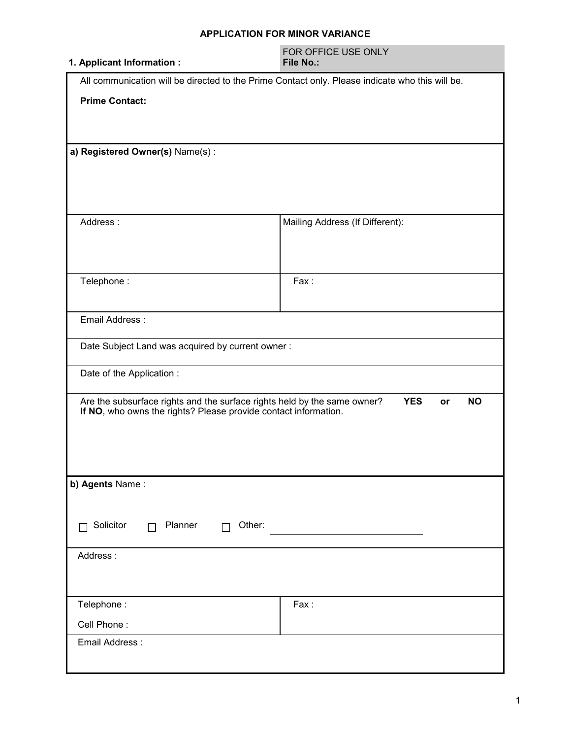## APPLICATION FOR MINOR VARIANCE

| **1. Applicant Information :** | FOR OFFICE USE ONLY **File No.:** |
|---|---|

All communication will be directed to the Prime Contact only. Please indicate who this will be.

**Prime Contact:**

**a) Registered Owner(s)** Name(s) :

| Address : | Mailing Address (If Different): |
|---|---|
| Telephone : | Fax : |

Email Address :

Date Subject Land was acquired by current owner :

Date of the Application :

Are the subsurface rights and the surface rights held by the same owner? **YES** or **NO**
**If NO**, who owns the rights? Please provide contact information.

**b) Agents** Name :

☐ Solicitor ☐ Planner ☐ Other: ____________________

Address :

| Telephone : | Fax : |
|---|---|
| Cell Phone : | |

Email Address :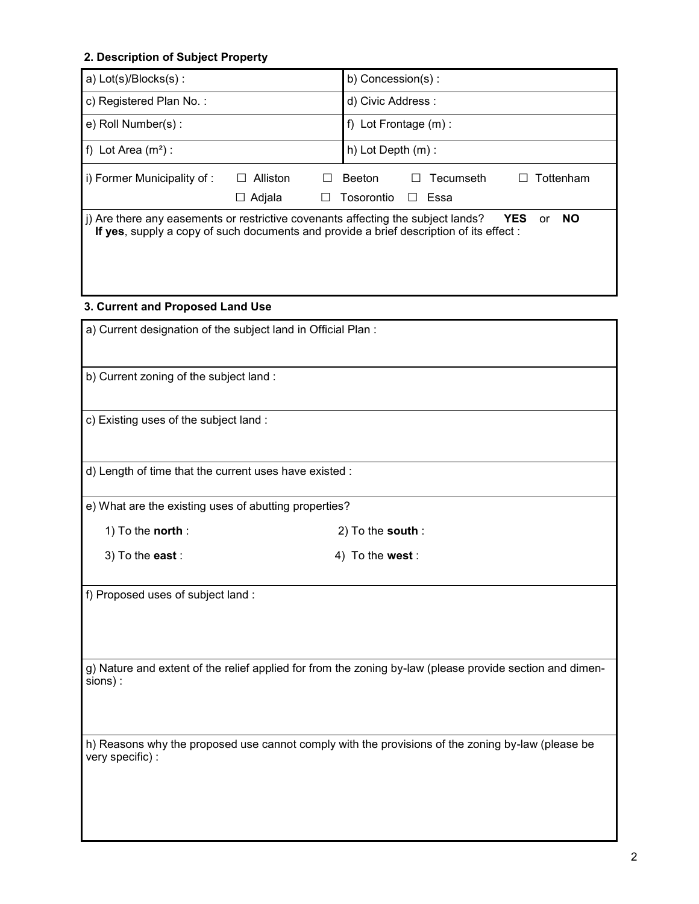### 2. Description of Subject Property

| a) Lot(s)/Blocks(s) : | b) Concession(s) : |
|---|---|
| c) Registered Plan No. : | d) Civic Address : |
| e) Roll Number(s) : | f) Lot Frontage (m) : |
| f) Lot Area ($m^2$) : | h) Lot Depth (m) : |

i) Former Municipality of : ☐ Alliston ☐ Beeton ☐ Tecumseth ☐ Tottenham ☐ Adjala ☐ Tosorontio ☐ Essa

j) Are there any easements or restrictive covenants affecting the subject lands? **YES** or **NO**
**If yes**, supply a copy of such documents and provide a brief description of its effect :

### 3. Current and Proposed Land Use

a) Current designation of the subject land in Official Plan :

b) Current zoning of the subject land :

c) Existing uses of the subject land :

d) Length of time that the current uses have existed :

e) What are the existing uses of abutting properties?

1) To the **north** :

2) To the **south** :

3) To the **east** :

4) To the **west** :

f) Proposed uses of subject land :

g) Nature and extent of the relief applied for from the zoning by-law (please provide section and dimensions) :

h) Reasons why the proposed use cannot comply with the provisions of the zoning by-law (please be very specific) :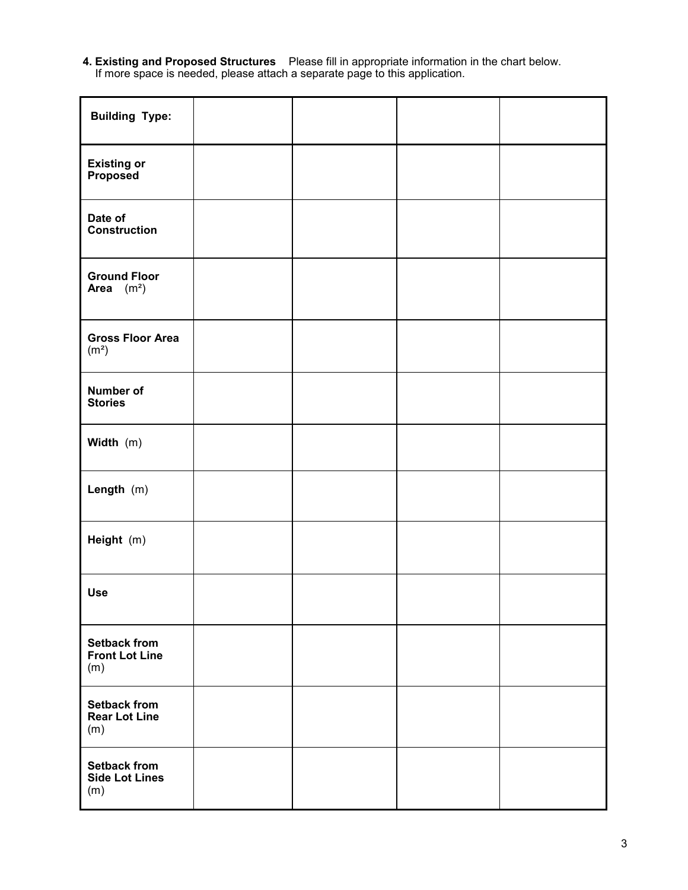**4. Existing and Proposed Structures** Please fill in appropriate information in the chart below. If more space is needed, please attach a separate page to this application.

| **Building Type:** | | | | |
|---|---|---|---|---|
| **Existing or Proposed** | | | | |
| **Date of Construction** | | | | |
| **Ground Floor Area** ($m^2$) | | | | |
| **Gross Floor Area** ($m^2$) | | | | |
| **Number of Stories** | | | | |
| **Width** (m) | | | | |
| **Length** (m) | | | | |
| **Height** (m) | | | | |
| **Use** | | | | |
| **Setback from Front Lot Line** (m) | | | | |
| **Setback from Rear Lot Line** (m) | | | | |
| **Setback from Side Lot Lines** (m) | | | | |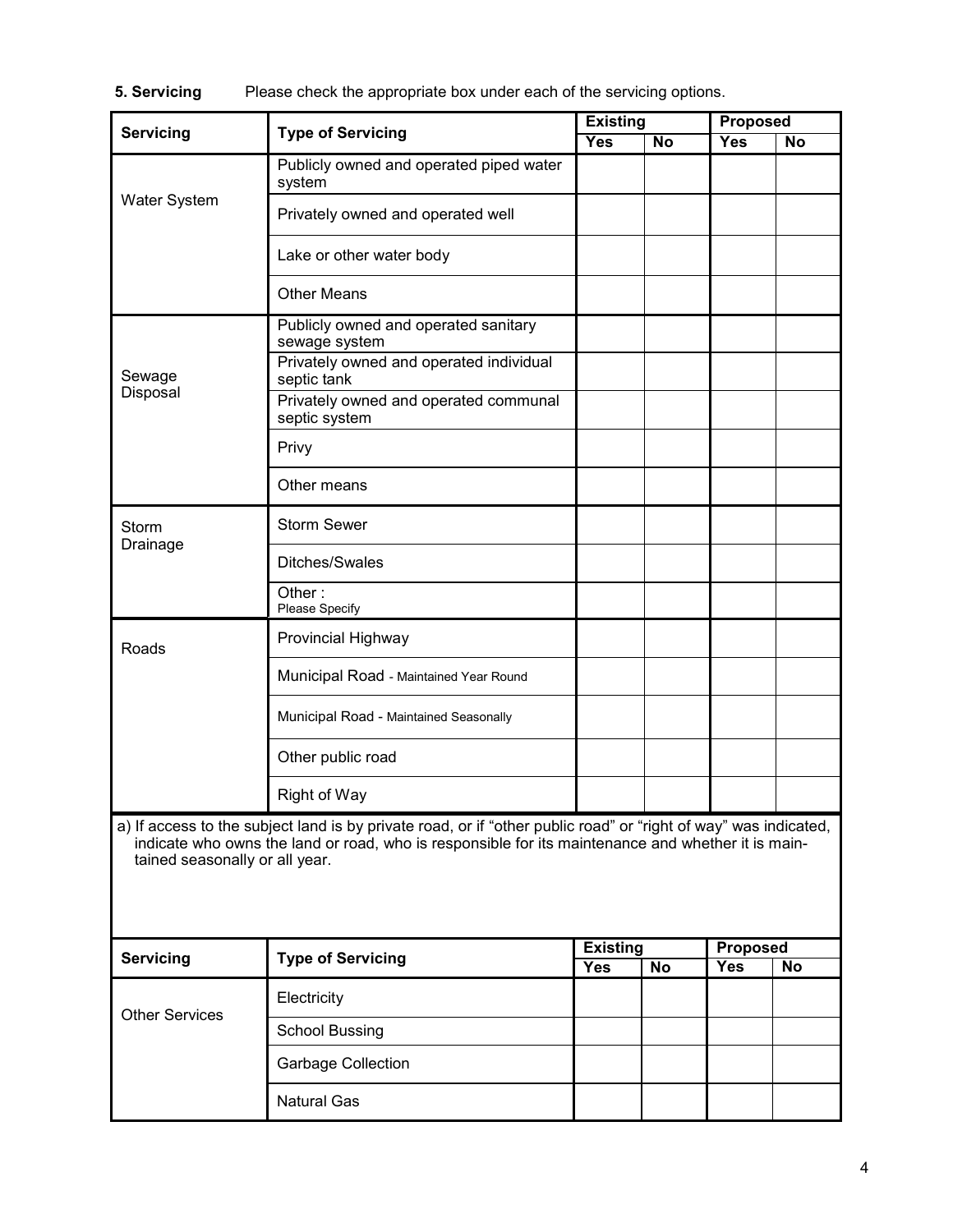**5. Servicing** Please check the appropriate box under each of the servicing options.

| Servicing | Type of Servicing | Existing | | Proposed | |
|---|---|---|---|---|---|
| | | Yes | No | Yes | No |
| Water System | Publicly owned and operated piped water system | | | | |
| | Privately owned and operated well | | | | |
| | Lake or other water body | | | | |
| | Other Means | | | | |
| Sewage Disposal | Publicly owned and operated sanitary sewage system | | | | |
| | Privately owned and operated individual septic tank | | | | |
| | Privately owned and operated communal septic system | | | | |
| | Privy | | | | |
| | Other means | | | | |
| Storm Drainage | Storm Sewer | | | | |
| | Ditches/Swales | | | | |
| | Other : Please Specify | | | | |
| Roads | Provincial Highway | | | | |
| | Municipal Road - Maintained Year Round | | | | |
| | Municipal Road - Maintained Seasonally | | | | |
| | Other public road | | | | |
| | Right of Way | | | | |

a) If access to the subject land is by private road, or if “other public road” or “right of way” was indicated, indicate who owns the land or road, who is responsible for its maintenance and whether it is maintained seasonally or all year.

| Servicing | Type of Servicing | Existing | | Proposed | |
|---|---|---|---|---|---|
| | | Yes | No | Yes | No |
| Other Services | Electricity | | | | |
| | School Bussing | | | | |
| | Garbage Collection | | | | |
| | Natural Gas | | | | |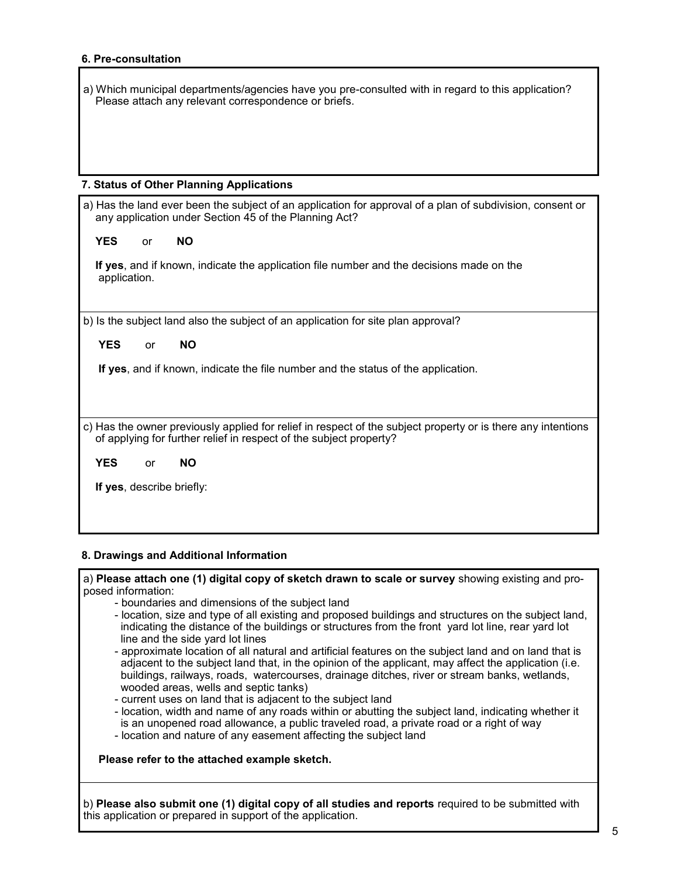### 6. Pre-consultation

a) Which municipal departments/agencies have you pre-consulted with in regard to this application? Please attach any relevant correspondence or briefs.

### 7. Status of Other Planning Applications

a) Has the land ever been the subject of an application for approval of a plan of subdivision, consent or any application under Section 45 of the Planning Act?

**YES** or **NO**

**If yes**, and if known, indicate the application file number and the decisions made on the application.

b) Is the subject land also the subject of an application for site plan approval?

**YES** or **NO**

**If yes**, and if known, indicate the file number and the status of the application.

c) Has the owner previously applied for relief in respect of the subject property or is there any intentions of applying for further relief in respect of the subject property?

**YES** or **NO**

**If yes**, describe briefly:

### 8. Drawings and Additional Information

a) **Please attach one (1) digital copy of sketch drawn to scale or survey** showing existing and proposed information:

- boundaries and dimensions of the subject land
- location, size and type of all existing and proposed buildings and structures on the subject land, indicating the distance of the buildings or structures from the front yard lot line, rear yard lot line and the side yard lot lines
- approximate location of all natural and artificial features on the subject land and on land that is adjacent to the subject land that, in the opinion of the applicant, may affect the application (i.e. buildings, railways, roads, watercourses, drainage ditches, river or stream banks, wetlands, wooded areas, wells and septic tanks)
- current uses on land that is adjacent to the subject land
- location, width and name of any roads within or abutting the subject land, indicating whether it is an unopened road allowance, a public traveled road, a private road or a right of way
- location and nature of any easement affecting the subject land

**Please refer to the attached example sketch.**

b) **Please also submit one (1) digital copy of all studies and reports** required to be submitted with this application or prepared in support of the application.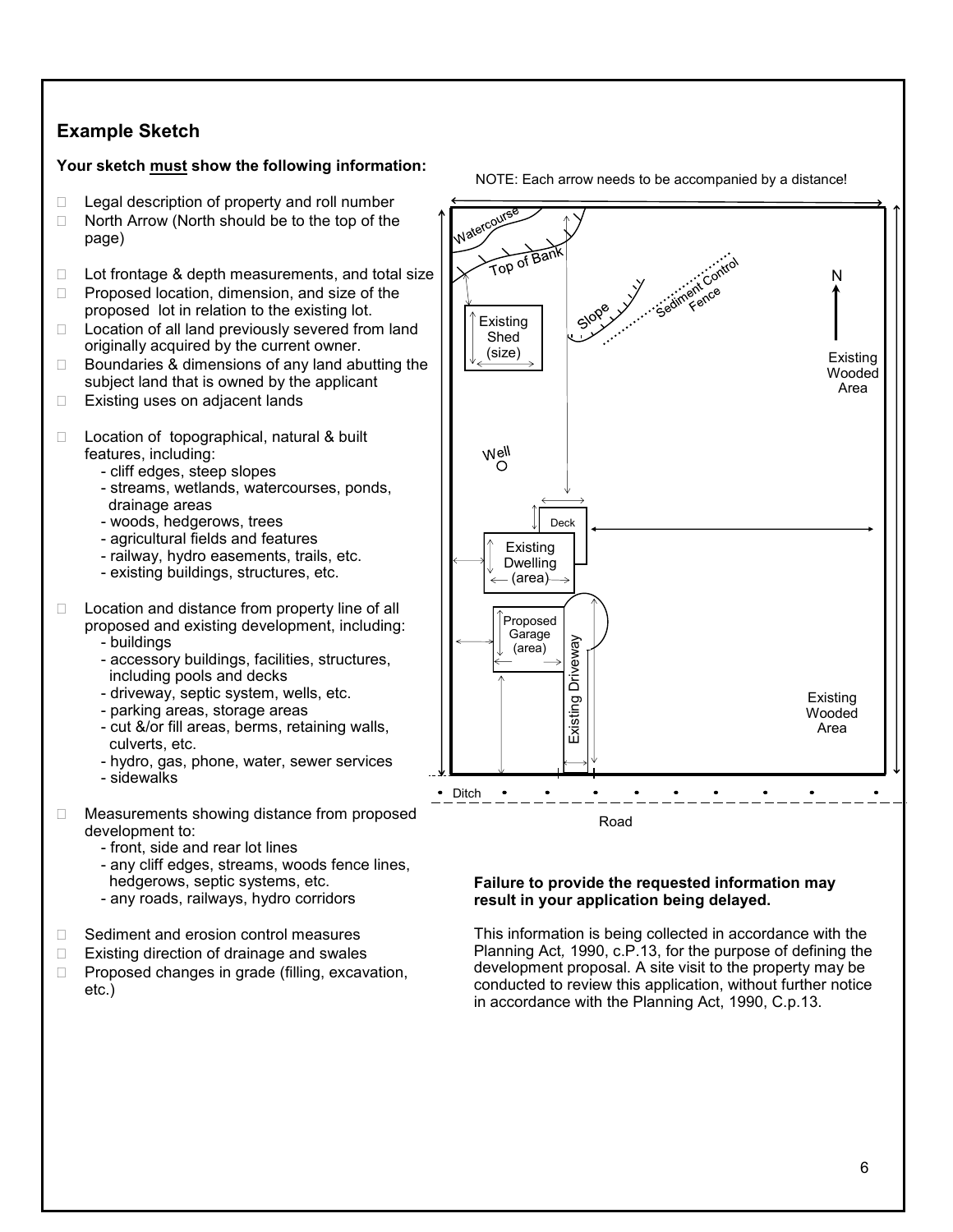## Example Sketch

**Your sketch must show the following information:**

- Legal description of property and roll number
- North Arrow (North should be to the top of the page)
- Lot frontage & depth measurements, and total size
- Proposed location, dimension, and size of the proposed lot in relation to the existing lot.
- Location of all land previously severed from land originally acquired by the current owner.
- Boundaries & dimensions of any land abutting the subject land that is owned by the applicant
- Existing uses on adjacent lands
- Location of topographical, natural & built features, including:
  - cliff edges, steep slopes
  - streams, wetlands, watercourses, ponds, drainage areas
  - woods, hedgerows, trees
  - agricultural fields and features
  - railway, hydro easements, trails, etc.
  - existing buildings, structures, etc.
- Location and distance from property line of all proposed and existing development, including:
  - buildings
  - accessory buildings, facilities, structures, including pools and decks
  - driveway, septic system, wells, etc.
  - parking areas, storage areas
  - cut &/or fill areas, berms, retaining walls, culverts, etc.
  - hydro, gas, phone, water, sewer services
  - sidewalks
- Measurements showing distance from proposed development to:
  - front, side and rear lot lines
  - any cliff edges, streams, woods fence lines, hedgerows, septic systems, etc.
  - any roads, railways, hydro corridors
- Sediment and erosion control measures
- Existing direction of drainage and swales
- Proposed changes in grade (filling, excavation, etc.)

NOTE: Each arrow needs to be accompanied by a distance!

Watercourse

Top of Bank

Slope

Sediment Control Fence

N

Existing Shed (size)

Existing Wooded Area

Well

Deck

Existing Dwelling (area)

Proposed Garage (area)

Existing Driveway

Existing Wooded Area

Ditch

Road

**Failure to provide the requested information may result in your application being delayed.**

This information is being collected in accordance with the Planning Act, 1990, c.P.13, for the purpose of defining the development proposal. A site visit to the property may be conducted to review this application, without further notice in accordance with the Planning Act, 1990, C.p.13.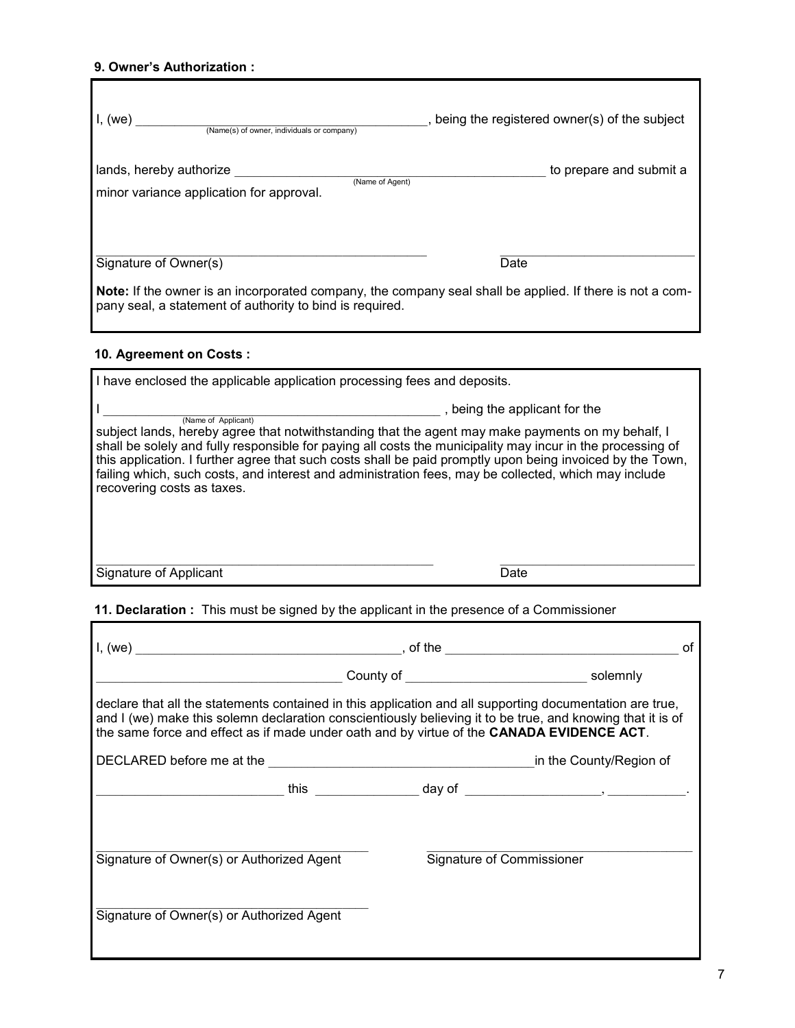**9. Owner's Authorization :**

I, (we) \_\_\_\_\_\_\_\_\_\_\_\_\_\_\_\_\_\_\_\_\_\_\_\_\_\_\_\_\_\_\_\_\_\_\_\_\_\_\_\_\_\_\_\_\_\_, being the registered owner(s) of the subject
(Name(s) of owner, individuals or company)

lands, hereby authorize \_\_\_\_\_\_\_\_\_\_\_\_\_\_\_\_\_\_\_\_\_\_\_\_\_\_\_\_\_\_\_\_\_\_\_\_\_\_\_\_\_\_\_\_\_\_ to prepare and submit a
(Name of Agent)
minor variance application for approval.

\_\_\_\_\_\_\_\_\_\_\_\_\_\_\_\_\_\_\_\_\_\_\_\_\_\_\_\_\_\_\_\_\_\_\_\_\_\_\_\_\_\_\_\_ \_\_\_\_\_\_\_\_\_\_\_\_\_\_\_\_\_\_\_\_\_\_\_\_\_\_
Signature of Owner(s) Date

**Note:** If the owner is an incorporated company, the company seal shall be applied. If there is not a company seal, a statement of authority to bind is required.

**10. Agreement on Costs :**

I have enclosed the applicable application processing fees and deposits.

I \_\_\_\_\_\_\_\_\_\_\_\_\_\_\_\_\_\_\_\_\_\_\_\_\_\_\_\_\_\_\_\_\_\_\_\_\_\_\_\_\_\_\_\_\_\_\_\_\_\_\_\_ , being the applicant for the
(Name of Applicant)
subject lands, hereby agree that notwithstanding that the agent may make payments on my behalf, I shall be solely and fully responsible for paying all costs the municipality may incur in the processing of this application. I further agree that such costs shall be paid promptly upon being invoiced by the Town, failing which, such costs, and interest and administration fees, may be collected, which may include recovering costs as taxes.

\_\_\_\_\_\_\_\_\_\_\_\_\_\_\_\_\_\_\_\_\_\_\_\_\_\_\_\_\_\_\_\_\_\_\_\_\_\_\_\_\_\_\_\_ \_\_\_\_\_\_\_\_\_\_\_\_\_\_\_\_\_\_\_\_\_\_\_\_\_\_
Signature of Applicant Date

**11. Declaration :** This must be signed by the applicant in the presence of a Commissioner

I, (we) \_\_\_\_\_\_\_\_\_\_\_\_\_\_\_\_\_\_\_\_\_\_\_\_\_\_\_\_\_\_\_\_\_\_\_\_\_\_, of the \_\_\_\_\_\_\_\_\_\_\_\_\_\_\_\_\_\_\_\_\_\_\_\_\_\_\_\_\_\_\_\_\_\_ of
\_\_\_\_\_\_\_\_\_\_\_\_\_\_\_\_\_\_\_\_\_\_\_\_\_\_\_\_\_\_\_\_\_\_\_ County of \_\_\_\_\_\_\_\_\_\_\_\_\_\_\_\_\_\_\_\_\_\_\_\_\_\_ solemnly

declare that all the statements contained in this application and all supporting documentation are true, and I (we) make this solemn declaration conscientiously believing it to be true, and knowing that it is of the same force and effect as if made under oath and by virtue of the **CANADA EVIDENCE ACT**.

DECLARED before me at the \_\_\_\_\_\_\_\_\_\_\_\_\_\_\_\_\_\_\_\_\_\_\_\_\_\_\_\_\_\_\_\_\_\_\_\_\_\_in the County/Region of

\_\_\_\_\_\_\_\_\_\_\_\_\_\_\_\_\_\_\_\_\_\_\_\_\_\_ this \_\_\_\_\_\_\_\_\_\_\_\_\_\_\_ day of \_\_\_\_\_\_\_\_\_\_\_\_\_\_\_\_\_\_\_, \_\_\_\_\_\_\_\_\_\_\_\_.

\_\_\_\_\_\_\_\_\_\_\_\_\_\_\_\_\_\_\_\_\_\_\_\_\_\_\_\_\_\_\_\_\_\_\_\_\_\_\_\_\_ \_\_\_\_\_\_\_\_\_\_\_\_\_\_\_\_\_\_\_\_\_\_\_\_\_\_\_\_\_\_\_\_\_\_\_\_\_\_\_\_
Signature of Owner(s) or Authorized Agent Signature of Commissioner

\_\_\_\_\_\_\_\_\_\_\_\_\_\_\_\_\_\_\_\_\_\_\_\_\_\_\_\_\_\_\_\_\_\_\_\_\_\_\_\_\_
Signature of Owner(s) or Authorized Agent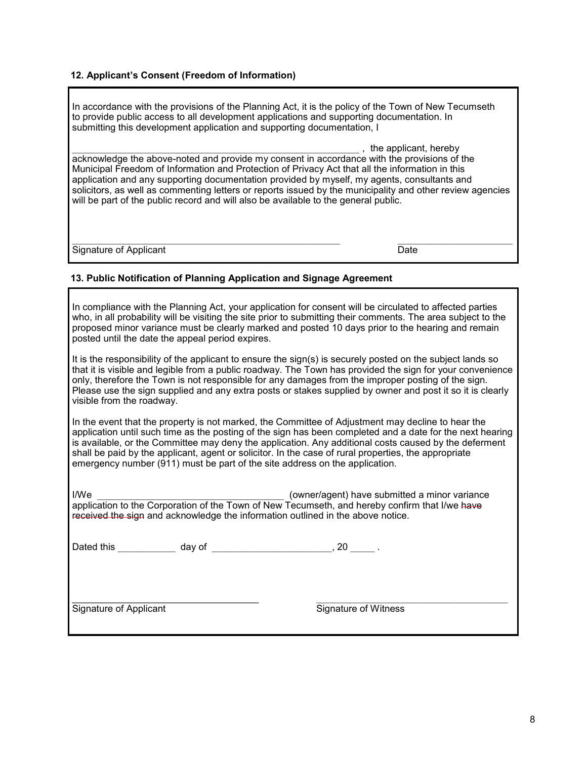### 12. Applicant's Consent (Freedom of Information)

In accordance with the provisions of the Planning Act, it is the policy of the Town of New Tecumseth to provide public access to all development applications and supporting documentation. In submitting this development application and supporting documentation, I

_______________________________________________________ , the applicant, hereby acknowledge the above-noted and provide my consent in accordance with the provisions of the Municipal Freedom of Information and Protection of Privacy Act that all the information in this application and any supporting documentation provided by myself, my agents, consultants and solicitors, as well as commenting letters or reports issued by the municipality and other review agencies will be part of the public record and will also be available to the general public.

_______________________________________________________ &nbsp;&nbsp;&nbsp;&nbsp; _______________________

Signature of Applicant &nbsp;&nbsp;&nbsp;&nbsp; Date

### 13. Public Notification of Planning Application and Signage Agreement

In compliance with the Planning Act, your application for consent will be circulated to affected parties who, in all probability will be visiting the site prior to submitting their comments. The area subject to the proposed minor variance must be clearly marked and posted 10 days prior to the hearing and remain posted until the date the appeal period expires.

It is the responsibility of the applicant to ensure the sign(s) is securely posted on the subject lands so that it is visible and legible from a public roadway. The Town has provided the sign for your convenience only, therefore the Town is not responsible for any damages from the improper posting of the sign. Please use the sign supplied and any extra posts or stakes supplied by owner and post it so it is clearly visible from the roadway.

In the event that the property is not marked, the Committee of Adjustment may decline to hear the application until such time as the posting of the sign has been completed and a date for the next hearing is available, or the Committee may deny the application. Any additional costs caused by the deferment shall be paid by the applicant, agent or solicitor. In the case of rural properties, the appropriate emergency number (911) must be part of the site address on the application.

I/We ____________________________________ (owner/agent) have submitted a minor variance application to the Corporation of the Town of New Tecumseth, and hereby confirm that I/we ~~have received the sign~~ and acknowledge the information outlined in the above notice.

Dated this ___________ day of ______________________, 20 _____ .

______________________________________ &nbsp;&nbsp;&nbsp;&nbsp; ______________________________________

Signature of Applicant &nbsp;&nbsp;&nbsp;&nbsp; Signature of Witness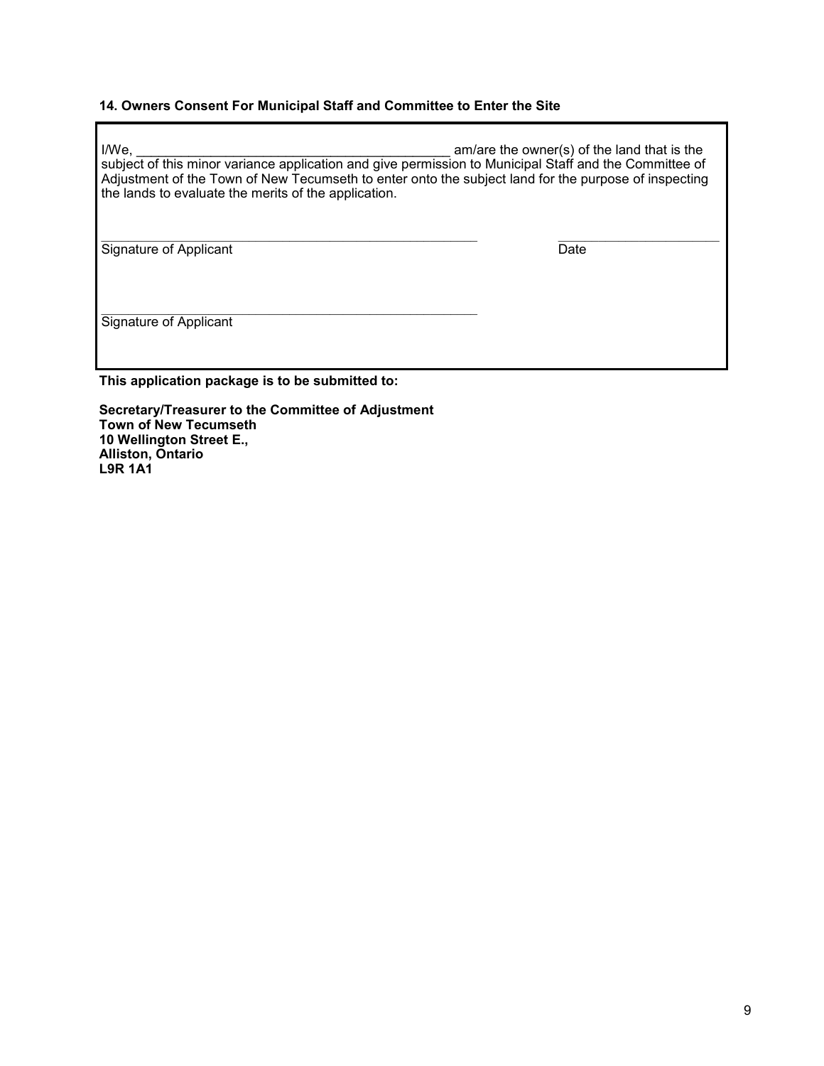**14. Owners Consent For Municipal Staff and Committee to Enter the Site**

I/We, ____________________________________________ am/are the owner(s) of the land that is the subject of this minor variance application and give permission to Municipal Staff and the Committee of Adjustment of the Town of New Tecumseth to enter onto the subject land for the purpose of inspecting the lands to evaluate the merits of the application.

______________________________________________________ ______________________

Signature of Applicant Date

______________________________________________________

Signature of Applicant

**This application package is to be submitted to:**

**Secretary/Treasurer to the Committee of Adjustment**
**Town of New Tecumseth**
**10 Wellington Street E.,**
**Alliston, Ontario**
**L9R 1A1**